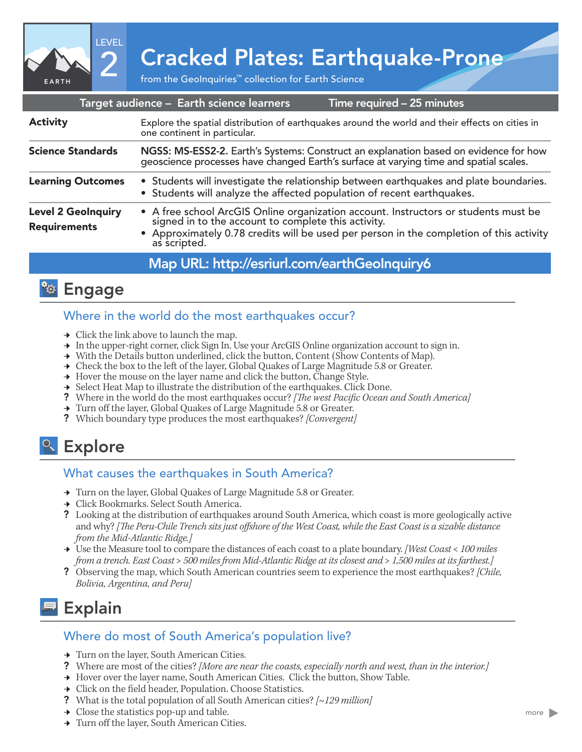LEVEL 2

EARTH

# Cracked Plates: Earthquake-Prone

from the GeoInquiries™ collection for Earth Science

| Target audience – Earth science learners | Time required – 25 minutes |
|---|---|

| | |
|---|---|
| **Activity** | Explore the spatial distribution of earthquakes around the world and their effects on cities in one continent in particular. |
| **Science Standards** | NGSS: MS-ESS2-2. Earth's Systems: Construct an explanation based on evidence for how geoscience processes have changed Earth's surface at varying time and spatial scales. |
| **Learning Outcomes** | • Students will investigate the relationship between earthquakes and plate boundaries.<br>• Students will analyze the affected population of recent earthquakes. |
| **Level 2 GeoInquiry Requirements** | • A free school ArcGIS Online organization account. Instructors or students must be signed in to the account to complete this activity.<br>• Approximately 0.78 credits will be used per person in the completion of this activity as scripted. |

**Map URL: http://esriurl.com/earthGeoInquiry6**

## Engage

### Where in the world do the most earthquakes occur?

→ Click the link above to launch the map.
→ In the upper-right corner, click Sign In. Use your ArcGIS Online organization account to sign in.
→ With the Details button underlined, click the button, Content (Show Contents of Map).
→ Check the box to the left of the layer, Global Quakes of Large Magnitude 5.8 or Greater.
→ Hover the mouse on the layer name and click the button, Change Style.
→ Select Heat Map to illustrate the distribution of the earthquakes. Click Done.
? Where in the world do the most earthquakes occur? *[The west Pacific Ocean and South America]*
→ Turn off the layer, Global Quakes of Large Magnitude 5.8 or Greater.
? Which boundary type produces the most earthquakes? *[Convergent]*

## Explore

### What causes the earthquakes in South America?

→ Turn on the layer, Global Quakes of Large Magnitude 5.8 or Greater.
→ Click Bookmarks. Select South America.
? Looking at the distribution of earthquakes around South America, which coast is more geologically active and why? *[The Peru-Chile Trench sits just offshore of the West Coast, while the East Coast is a sizable distance from the Mid-Atlantic Ridge.]*
→ Use the Measure tool to compare the distances of each coast to a plate boundary. *[West Coast < 100 miles from a trench. East Coast > 500 miles from Mid-Atlantic Ridge at its closest and > 1,500 miles at its farthest.]*
? Observing the map, which South American countries seem to experience the most earthquakes? *[Chile, Bolivia, Argentina, and Peru]*

## Explain

### Where do most of South America's population live?

→ Turn on the layer, South American Cities.
? Where are most of the cities? *[More are near the coasts, especially north and west, than in the interior.]*
→ Hover over the layer name, South American Cities. Click the button, Show Table.
→ Click on the field header, Population. Choose Statistics.
? What is the total population of all South American cities? *[~129 million]*
→ Close the statistics pop-up and table.
→ Turn off the layer, South American Cities.

more ▶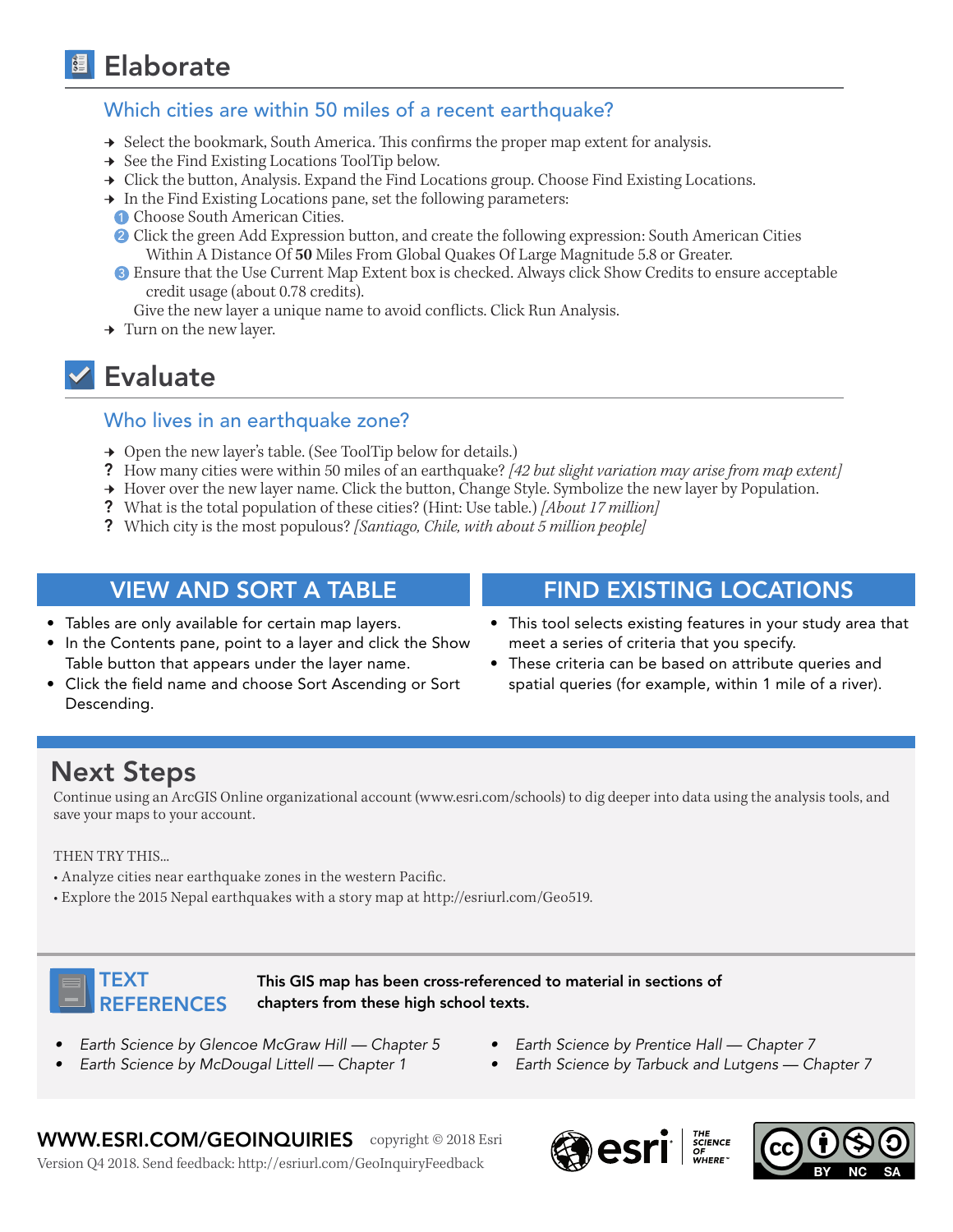# Elaborate

## Which cities are within 50 miles of a recent earthquake?

→ Select the bookmark, South America. This confirms the proper map extent for analysis.
→ See the Find Existing Locations ToolTip below.
→ Click the button, Analysis. Expand the Find Locations group. Choose Find Existing Locations.
→ In the Find Existing Locations pane, set the following parameters:
1. Choose South American Cities.
2. Click the green Add Expression button, and create the following expression: South American Cities Within A Distance Of **50** Miles From Global Quakes Of Large Magnitude 5.8 or Greater.
3. Ensure that the Use Current Map Extent box is checked. Always click Show Credits to ensure acceptable credit usage (about 0.78 credits).

Give the new layer a unique name to avoid conflicts. Click Run Analysis.
→ Turn on the new layer.

# Evaluate

## Who lives in an earthquake zone?

→ Open the new layer's table. (See ToolTip below for details.)
**?** How many cities were within 50 miles of an earthquake? *[42 but slight variation may arise from map extent]*
→ Hover over the new layer name. Click the button, Change Style. Symbolize the new layer by Population.
**?** What is the total population of these cities? (Hint: Use table.) *[About 17 million]*
**?** Which city is the most populous? *[Santiago, Chile, with about 5 million people]*

## VIEW AND SORT A TABLE

- Tables are only available for certain map layers.
- In the Contents pane, point to a layer and click the Show Table button that appears under the layer name.
- Click the field name and choose Sort Ascending or Sort Descending.

## FIND EXISTING LOCATIONS

- This tool selects existing features in your study area that meet a series of criteria that you specify.
- These criteria can be based on attribute queries and spatial queries (for example, within 1 mile of a river).

# Next Steps

Continue using an ArcGIS Online organizational account (www.esri.com/schools) to dig deeper into data using the analysis tools, and save your maps to your account.

THEN TRY THIS...

- Analyze cities near earthquake zones in the western Pacific.
- Explore the 2015 Nepal earthquakes with a story map at http://esriurl.com/Geo519.

## TEXT REFERENCES

**This GIS map has been cross-referenced to material in sections of chapters from these high school texts.**

- *Earth Science by Glencoe McGraw Hill — Chapter 5*
- *Earth Science by McDougal Littell — Chapter 1*
- *Earth Science by Prentice Hall — Chapter 7*
- *Earth Science by Tarbuck and Lutgens — Chapter 7*

**WWW.ESRI.COM/GEOINQUIRIES** copyright © 2018 Esri
Version Q4 2018. Send feedback: http://esriurl.com/GeoInquiryFeedback